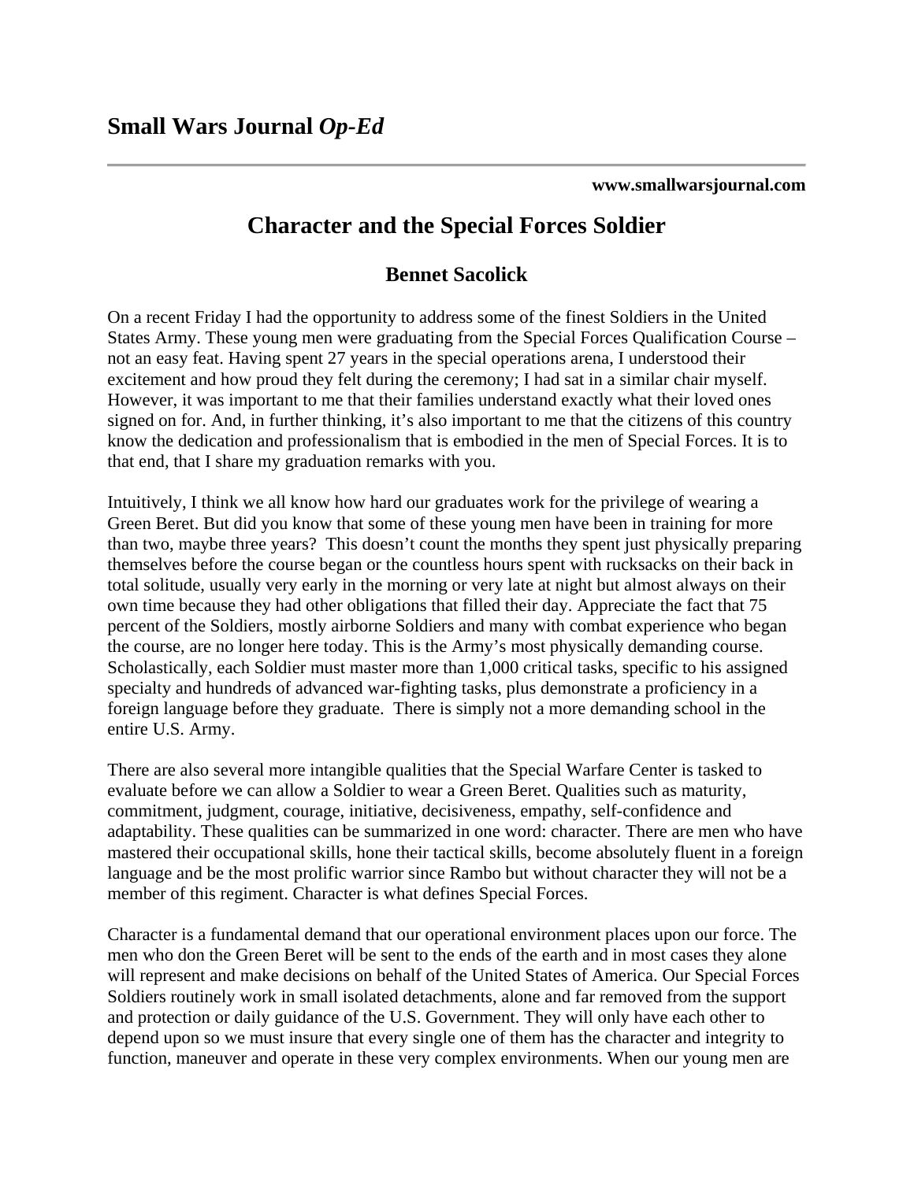**Small Wars Journal *Op-Ed***

**www.smallwarsjournal.com**

# Character and the Special Forces Soldier

## Bennet Sacolick

On a recent Friday I had the opportunity to address some of the finest Soldiers in the United States Army. These young men were graduating from the Special Forces Qualification Course – not an easy feat. Having spent 27 years in the special operations arena, I understood their excitement and how proud they felt during the ceremony; I had sat in a similar chair myself. However, it was important to me that their families understand exactly what their loved ones signed on for. And, in further thinking, it's also important to me that the citizens of this country know the dedication and professionalism that is embodied in the men of Special Forces. It is to that end, that I share my graduation remarks with you.

Intuitively, I think we all know how hard our graduates work for the privilege of wearing a Green Beret. But did you know that some of these young men have been in training for more than two, maybe three years? This doesn't count the months they spent just physically preparing themselves before the course began or the countless hours spent with rucksacks on their back in total solitude, usually very early in the morning or very late at night but almost always on their own time because they had other obligations that filled their day. Appreciate the fact that 75 percent of the Soldiers, mostly airborne Soldiers and many with combat experience who began the course, are no longer here today. This is the Army's most physically demanding course. Scholastically, each Soldier must master more than 1,000 critical tasks, specific to his assigned specialty and hundreds of advanced war-fighting tasks, plus demonstrate a proficiency in a foreign language before they graduate. There is simply not a more demanding school in the entire U.S. Army.

There are also several more intangible qualities that the Special Warfare Center is tasked to evaluate before we can allow a Soldier to wear a Green Beret. Qualities such as maturity, commitment, judgment, courage, initiative, decisiveness, empathy, self-confidence and adaptability. These qualities can be summarized in one word: character. There are men who have mastered their occupational skills, hone their tactical skills, become absolutely fluent in a foreign language and be the most prolific warrior since Rambo but without character they will not be a member of this regiment. Character is what defines Special Forces.

Character is a fundamental demand that our operational environment places upon our force. The men who don the Green Beret will be sent to the ends of the earth and in most cases they alone will represent and make decisions on behalf of the United States of America. Our Special Forces Soldiers routinely work in small isolated detachments, alone and far removed from the support and protection or daily guidance of the U.S. Government. They will only have each other to depend upon so we must insure that every single one of them has the character and integrity to function, maneuver and operate in these very complex environments. When our young men are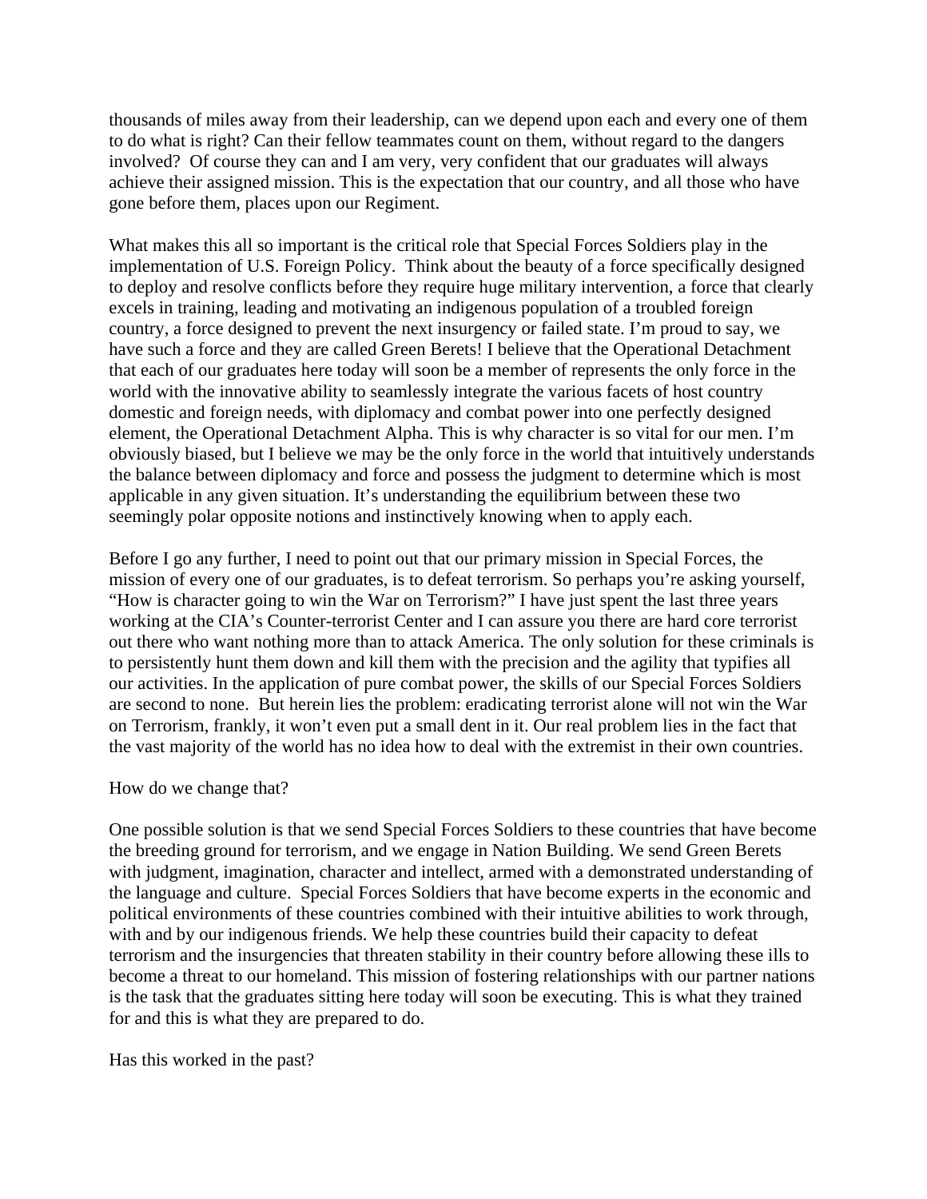thousands of miles away from their leadership, can we depend upon each and every one of them to do what is right? Can their fellow teammates count on them, without regard to the dangers involved? Of course they can and I am very, very confident that our graduates will always achieve their assigned mission. This is the expectation that our country, and all those who have gone before them, places upon our Regiment.

What makes this all so important is the critical role that Special Forces Soldiers play in the implementation of U.S. Foreign Policy. Think about the beauty of a force specifically designed to deploy and resolve conflicts before they require huge military intervention, a force that clearly excels in training, leading and motivating an indigenous population of a troubled foreign country, a force designed to prevent the next insurgency or failed state. I'm proud to say, we have such a force and they are called Green Berets! I believe that the Operational Detachment that each of our graduates here today will soon be a member of represents the only force in the world with the innovative ability to seamlessly integrate the various facets of host country domestic and foreign needs, with diplomacy and combat power into one perfectly designed element, the Operational Detachment Alpha. This is why character is so vital for our men. I'm obviously biased, but I believe we may be the only force in the world that intuitively understands the balance between diplomacy and force and possess the judgment to determine which is most applicable in any given situation. It's understanding the equilibrium between these two seemingly polar opposite notions and instinctively knowing when to apply each.

Before I go any further, I need to point out that our primary mission in Special Forces, the mission of every one of our graduates, is to defeat terrorism. So perhaps you're asking yourself, "How is character going to win the War on Terrorism?" I have just spent the last three years working at the CIA's Counter-terrorist Center and I can assure you there are hard core terrorist out there who want nothing more than to attack America. The only solution for these criminals is to persistently hunt them down and kill them with the precision and the agility that typifies all our activities. In the application of pure combat power, the skills of our Special Forces Soldiers are second to none. But herein lies the problem: eradicating terrorist alone will not win the War on Terrorism, frankly, it won't even put a small dent in it. Our real problem lies in the fact that the vast majority of the world has no idea how to deal with the extremist in their own countries.

How do we change that?

One possible solution is that we send Special Forces Soldiers to these countries that have become the breeding ground for terrorism, and we engage in Nation Building. We send Green Berets with judgment, imagination, character and intellect, armed with a demonstrated understanding of the language and culture. Special Forces Soldiers that have become experts in the economic and political environments of these countries combined with their intuitive abilities to work through, with and by our indigenous friends. We help these countries build their capacity to defeat terrorism and the insurgencies that threaten stability in their country before allowing these ills to become a threat to our homeland. This mission of fostering relationships with our partner nations is the task that the graduates sitting here today will soon be executing. This is what they trained for and this is what they are prepared to do.

Has this worked in the past?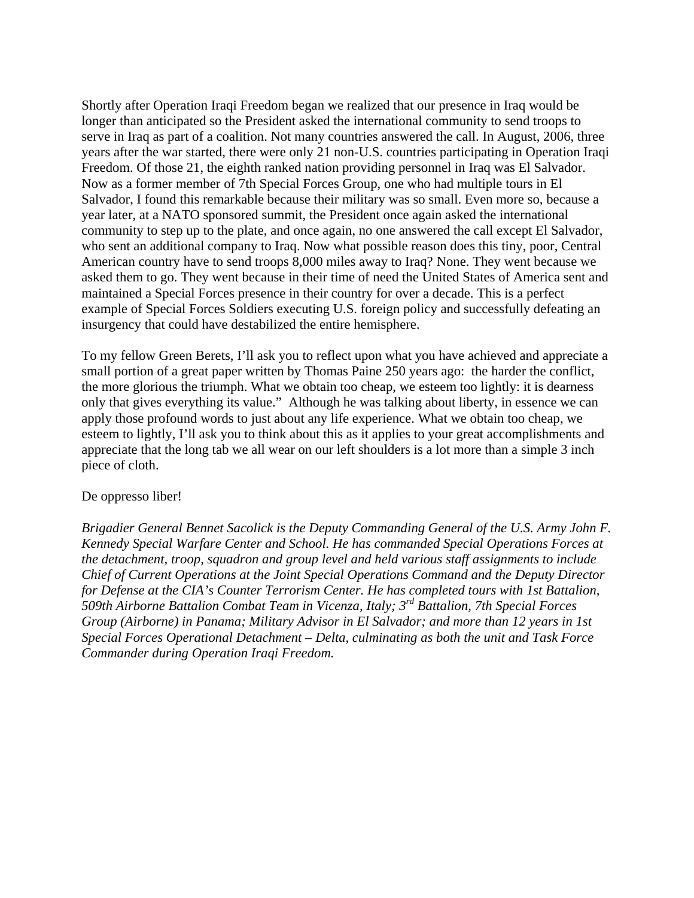Shortly after Operation Iraqi Freedom began we realized that our presence in Iraq would be longer than anticipated so the President asked the international community to send troops to serve in Iraq as part of a coalition. Not many countries answered the call. In August, 2006, three years after the war started, there were only 21 non-U.S. countries participating in Operation Iraqi Freedom. Of those 21, the eighth ranked nation providing personnel in Iraq was El Salvador. Now as a former member of 7th Special Forces Group, one who had multiple tours in El Salvador, I found this remarkable because their military was so small. Even more so, because a year later, at a NATO sponsored summit, the President once again asked the international community to step up to the plate, and once again, no one answered the call except El Salvador, who sent an additional company to Iraq. Now what possible reason does this tiny, poor, Central American country have to send troops 8,000 miles away to Iraq? None. They went because we asked them to go. They went because in their time of need the United States of America sent and maintained a Special Forces presence in their country for over a decade. This is a perfect example of Special Forces Soldiers executing U.S. foreign policy and successfully defeating an insurgency that could have destabilized the entire hemisphere.

To my fellow Green Berets, I'll ask you to reflect upon what you have achieved and appreciate a small portion of a great paper written by Thomas Paine 250 years ago: the harder the conflict, the more glorious the triumph. What we obtain too cheap, we esteem too lightly: it is dearness only that gives everything its value." Although he was talking about liberty, in essence we can apply those profound words to just about any life experience. What we obtain too cheap, we esteem to lightly, I'll ask you to think about this as it applies to your great accomplishments and appreciate that the long tab we all wear on our left shoulders is a lot more than a simple 3 inch piece of cloth.

De oppresso liber!

*Brigadier General Bennet Sacolick is the Deputy Commanding General of the U.S. Army John F. Kennedy Special Warfare Center and School. He has commanded Special Operations Forces at the detachment, troop, squadron and group level and held various staff assignments to include Chief of Current Operations at the Joint Special Operations Command and the Deputy Director for Defense at the CIA's Counter Terrorism Center. He has completed tours with 1st Battalion, 509th Airborne Battalion Combat Team in Vicenza, Italy; 3rd Battalion, 7th Special Forces Group (Airborne) in Panama; Military Advisor in El Salvador; and more than 12 years in 1st Special Forces Operational Detachment – Delta, culminating as both the unit and Task Force Commander during Operation Iraqi Freedom.*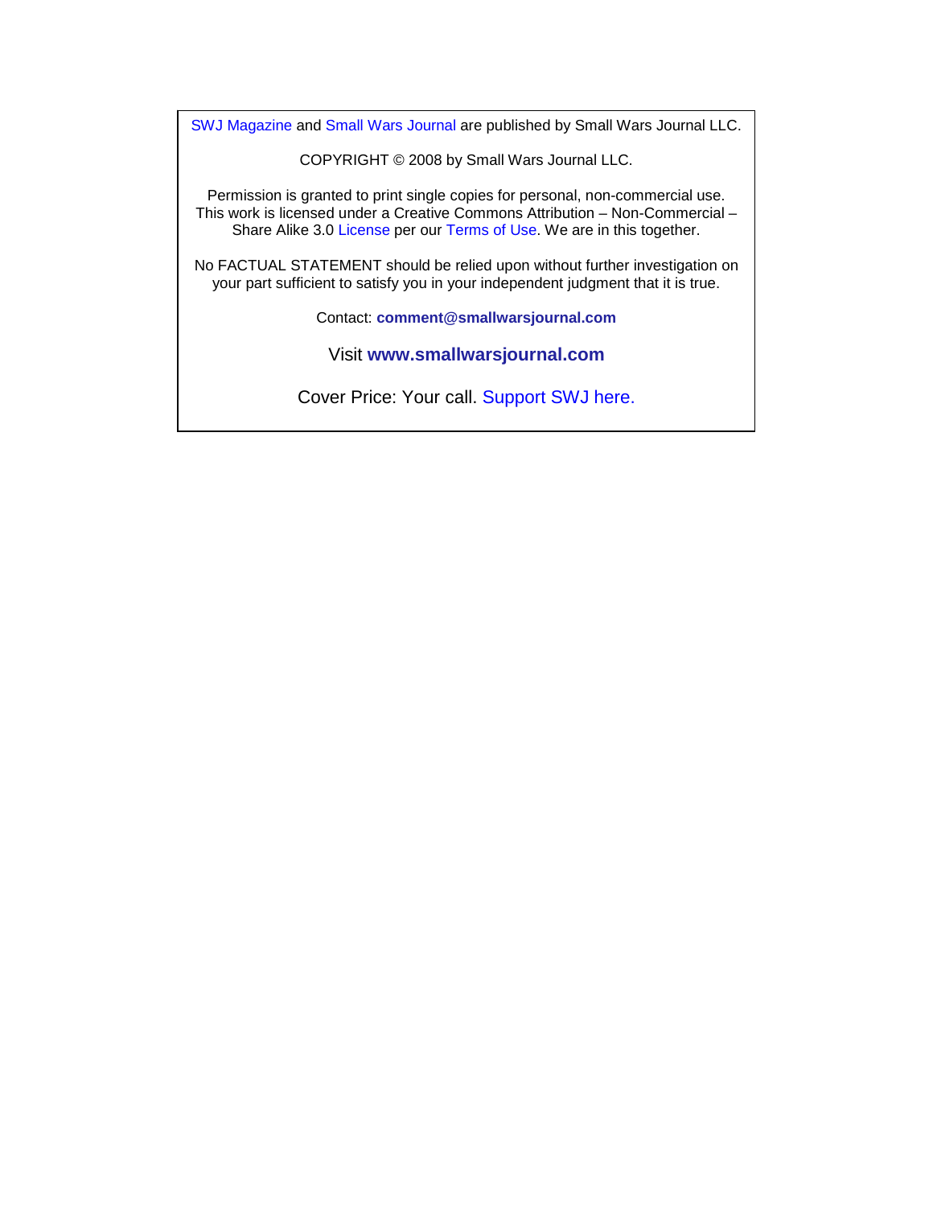SWJ Magazine and Small Wars Journal are published by Small Wars Journal LLC.

COPYRIGHT © 2008 by Small Wars Journal LLC.

Permission is granted to print single copies for personal, non-commercial use. This work is licensed under a Creative Commons Attribution – Non-Commercial – Share Alike 3.0 License per our Terms of Use. We are in this together.

No FACTUAL STATEMENT should be relied upon without further investigation on your part sufficient to satisfy you in your independent judgment that it is true.

Contact: **comment@smallwarsjournal.com**

Visit **www.smallwarsjournal.com**

Cover Price: Your call. Support SWJ here.